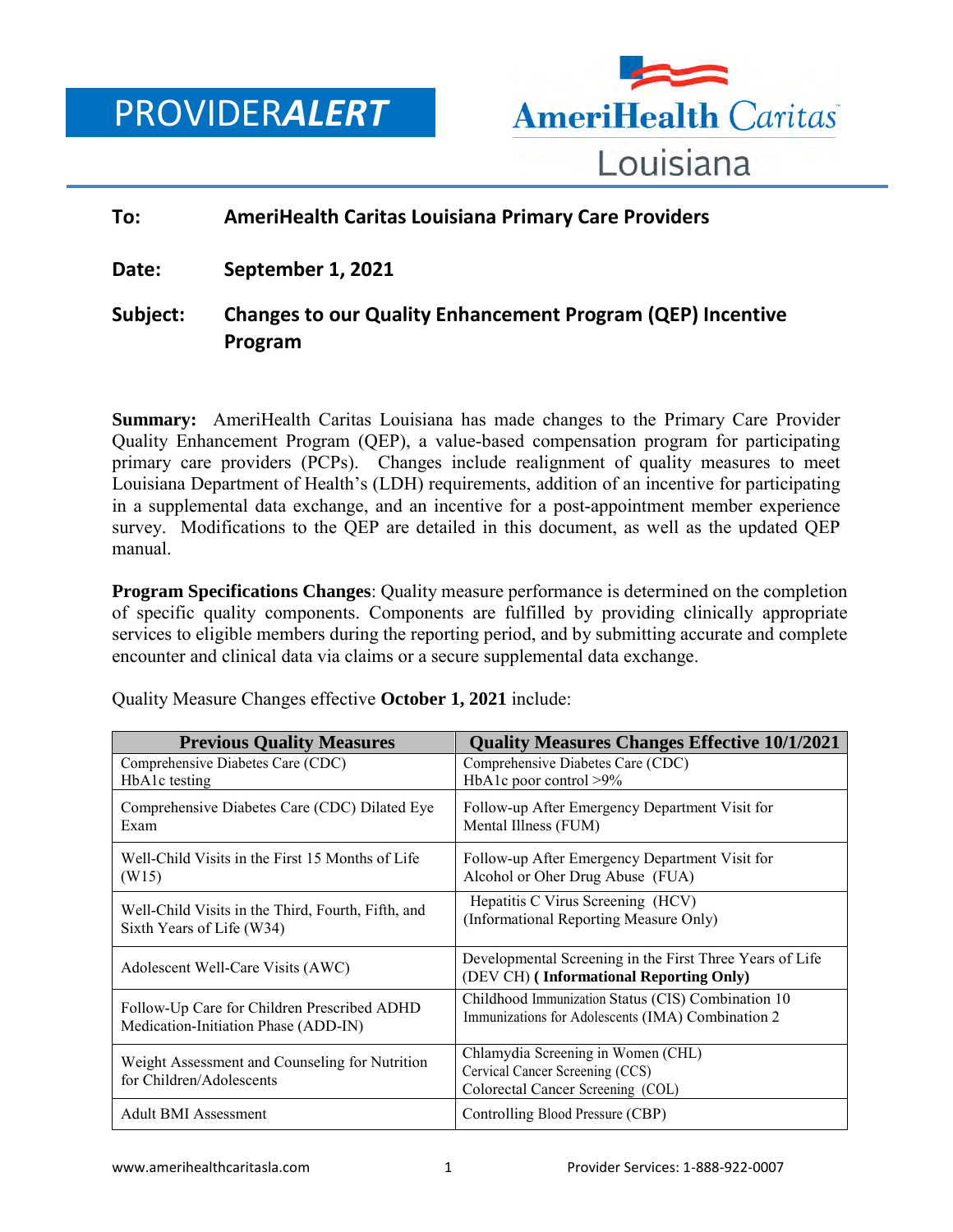# PROVIDER*ALERT*

AmeriHealth Caritas Louisiana

**To:** **AmeriHealth Caritas Louisiana Primary Care Providers**

**Date:** **September 1, 2021**

**Subject:** **Changes to our Quality Enhancement Program (QEP) Incentive Program**

**Summary:** AmeriHealth Caritas Louisiana has made changes to the Primary Care Provider Quality Enhancement Program (QEP), a value-based compensation program for participating primary care providers (PCPs). Changes include realignment of quality measures to meet Louisiana Department of Health's (LDH) requirements, addition of an incentive for participating in a supplemental data exchange, and an incentive for a post-appointment member experience survey. Modifications to the QEP are detailed in this document, as well as the updated QEP manual.

**Program Specifications Changes**: Quality measure performance is determined on the completion of specific quality components. Components are fulfilled by providing clinically appropriate services to eligible members during the reporting period, and by submitting accurate and complete encounter and clinical data via claims or a secure supplemental data exchange.

Quality Measure Changes effective **October 1, 2021** include:

| Previous Quality Measures | Quality Measures Changes Effective 10/1/2021 |
|---|---|
| Comprehensive Diabetes Care (CDC) HbA1c testing | Comprehensive Diabetes Care (CDC) HbA1c poor control >9% |
| Comprehensive Diabetes Care (CDC) Dilated Eye Exam | Follow-up After Emergency Department Visit for Mental Illness (FUM) |
| Well-Child Visits in the First 15 Months of Life (W15) | Follow-up After Emergency Department Visit for Alcohol or Oher Drug Abuse (FUA) |
| Well-Child Visits in the Third, Fourth, Fifth, and Sixth Years of Life (W34) | Hepatitis C Virus Screening (HCV) (Informational Reporting Measure Only) |
| Adolescent Well-Care Visits (AWC) | Developmental Screening in the First Three Years of Life (DEV CH) **( Informational Reporting Only)** |
| Follow-Up Care for Children Prescribed ADHD Medication-Initiation Phase (ADD-IN) | Childhood Immunization Status (CIS) Combination 10<br>Immunizations for Adolescents (IMA) Combination 2 |
| Weight Assessment and Counseling for Nutrition for Children/Adolescents | Chlamydia Screening in Women (CHL)<br>Cervical Cancer Screening (CCS)<br>Colorectal Cancer Screening (COL) |
| Adult BMI Assessment | Controlling Blood Pressure (CBP) |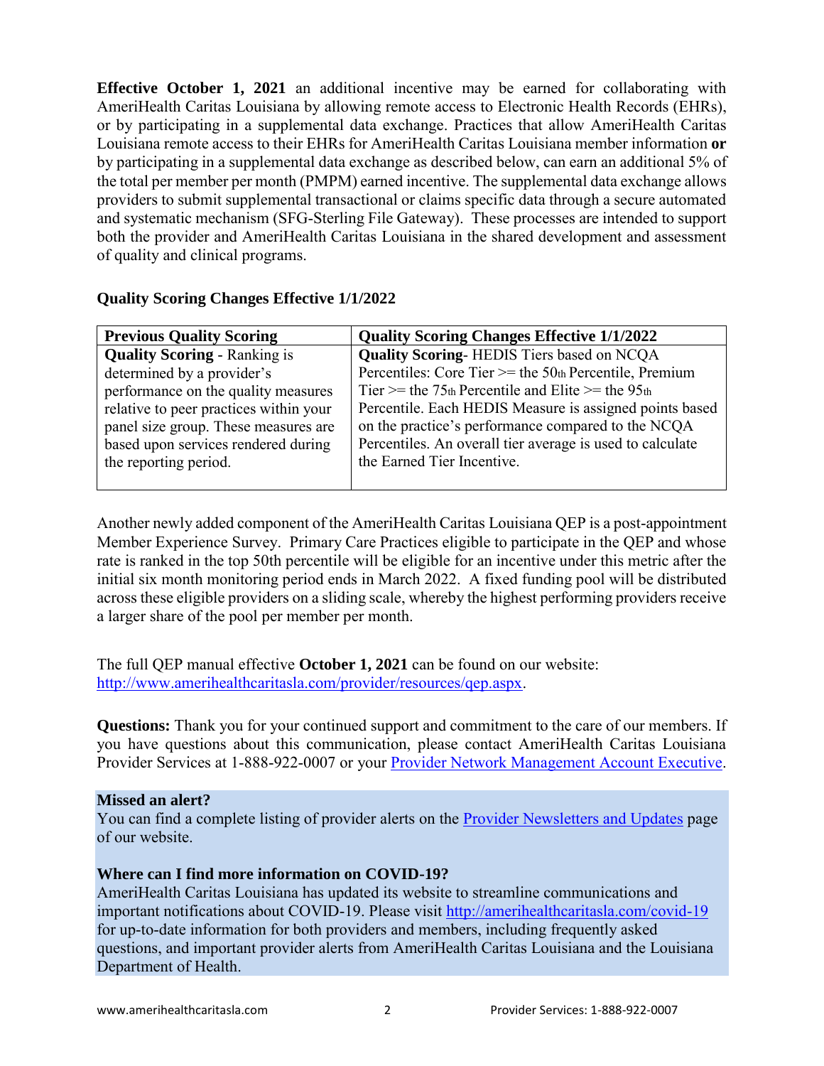**Effective October 1, 2021** an additional incentive may be earned for collaborating with AmeriHealth Caritas Louisiana by allowing remote access to Electronic Health Records (EHRs), or by participating in a supplemental data exchange. Practices that allow AmeriHealth Caritas Louisiana remote access to their EHRs for AmeriHealth Caritas Louisiana member information **or** by participating in a supplemental data exchange as described below, can earn an additional 5% of the total per member per month (PMPM) earned incentive. The supplemental data exchange allows providers to submit supplemental transactional or claims specific data through a secure automated and systematic mechanism (SFG-Sterling File Gateway). These processes are intended to support both the provider and AmeriHealth Caritas Louisiana in the shared development and assessment of quality and clinical programs.

### Quality Scoring Changes Effective 1/1/2022

| Previous Quality Scoring | Quality Scoring Changes Effective 1/1/2022 |
|---|---|
| **Quality Scoring** - Ranking is determined by a provider's performance on the quality measures relative to peer practices within your panel size group. These measures are based upon services rendered during the reporting period. | **Quality Scoring**- HEDIS Tiers based on NCQA Percentiles: Core Tier >= the 50th Percentile, Premium Tier >= the 75th Percentile and Elite >= the 95th Percentile. Each HEDIS Measure is assigned points based on the practice's performance compared to the NCQA Percentiles. An overall tier average is used to calculate the Earned Tier Incentive. |

Another newly added component of the AmeriHealth Caritas Louisiana QEP is a post-appointment Member Experience Survey. Primary Care Practices eligible to participate in the QEP and whose rate is ranked in the top 50th percentile will be eligible for an incentive under this metric after the initial six month monitoring period ends in March 2022. A fixed funding pool will be distributed across these eligible providers on a sliding scale, whereby the highest performing providers receive a larger share of the pool per member per month.

The full QEP manual effective **October 1, 2021** can be found on our website: http://www.amerihealthcaritasla.com/provider/resources/qep.aspx.

**Questions:** Thank you for your continued support and commitment to the care of our members. If you have questions about this communication, please contact AmeriHealth Caritas Louisiana Provider Services at 1-888-922-0007 or your Provider Network Management Account Executive.

**Missed an alert?**
You can find a complete listing of provider alerts on the Provider Newsletters and Updates page of our website.

**Where can I find more information on COVID-19?**
AmeriHealth Caritas Louisiana has updated its website to streamline communications and important notifications about COVID-19. Please visit http://amerihealthcaritasla.com/covid-19 for up-to-date information for both providers and members, including frequently asked questions, and important provider alerts from AmeriHealth Caritas Louisiana and the Louisiana Department of Health.